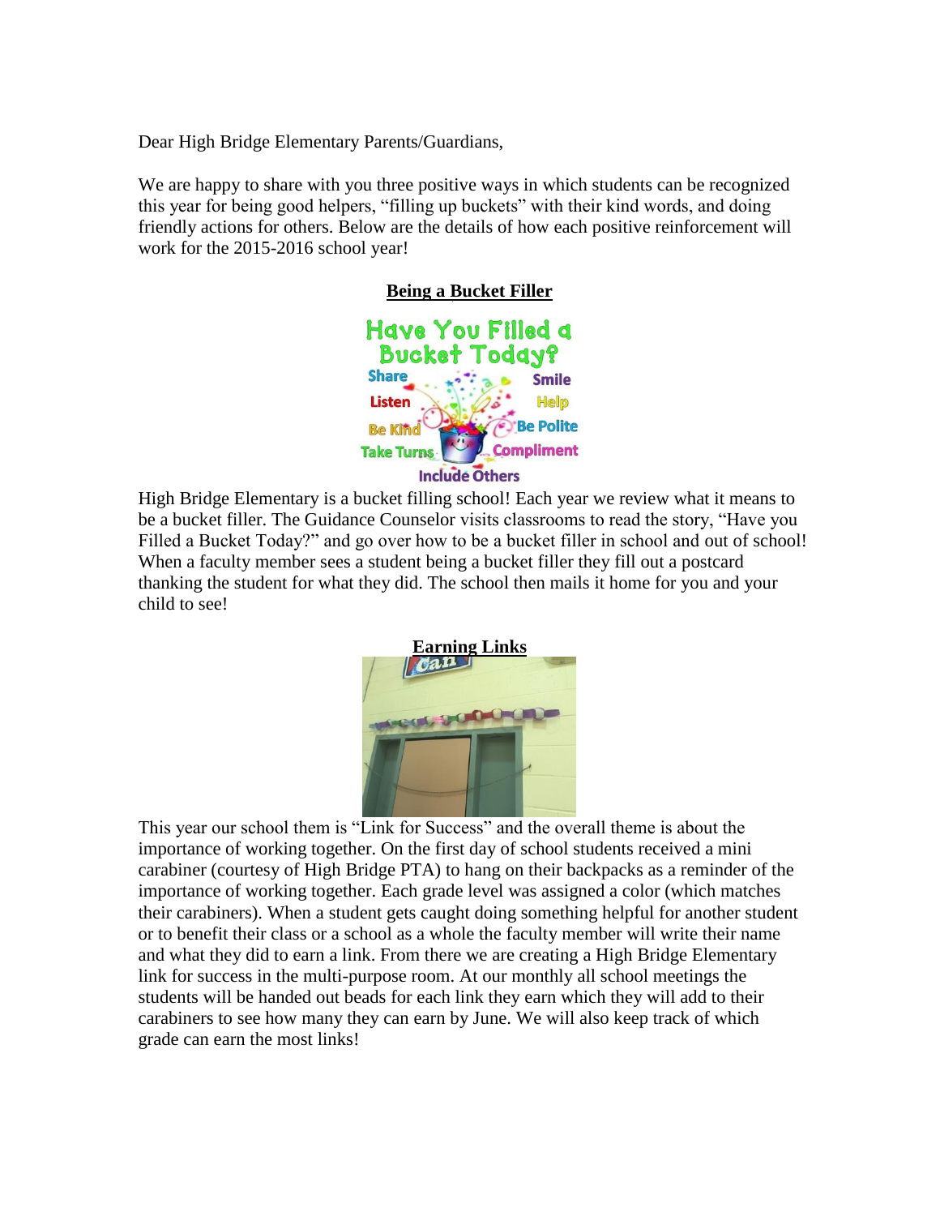Dear High Bridge Elementary Parents/Guardians,

We are happy to share with you three positive ways in which students can be recognized this year for being good helpers, "filling up buckets" with their kind words, and doing friendly actions for others. Below are the details of how each positive reinforcement will work for the 2015-2016 school year!

## Being a Bucket Filler

High Bridge Elementary is a bucket filling school! Each year we review what it means to be a bucket filler. The Guidance Counselor visits classrooms to read the story, "Have you Filled a Bucket Today?" and go over how to be a bucket filler in school and out of school! When a faculty member sees a student being a bucket filler they fill out a postcard thanking the student for what they did. The school then mails it home for you and your child to see!

## Earning Links

This year our school them is "Link for Success" and the overall theme is about the importance of working together. On the first day of school students received a mini carabiner (courtesy of High Bridge PTA) to hang on their backpacks as a reminder of the importance of working together. Each grade level was assigned a color (which matches their carabiners). When a student gets caught doing something helpful for another student or to benefit their class or a school as a whole the faculty member will write their name and what they did to earn a link. From there we are creating a High Bridge Elementary link for success in the multi-purpose room. At our monthly all school meetings the students will be handed out beads for each link they earn which they will add to their carabiners to see how many they can earn by June. We will also keep track of which grade can earn the most links!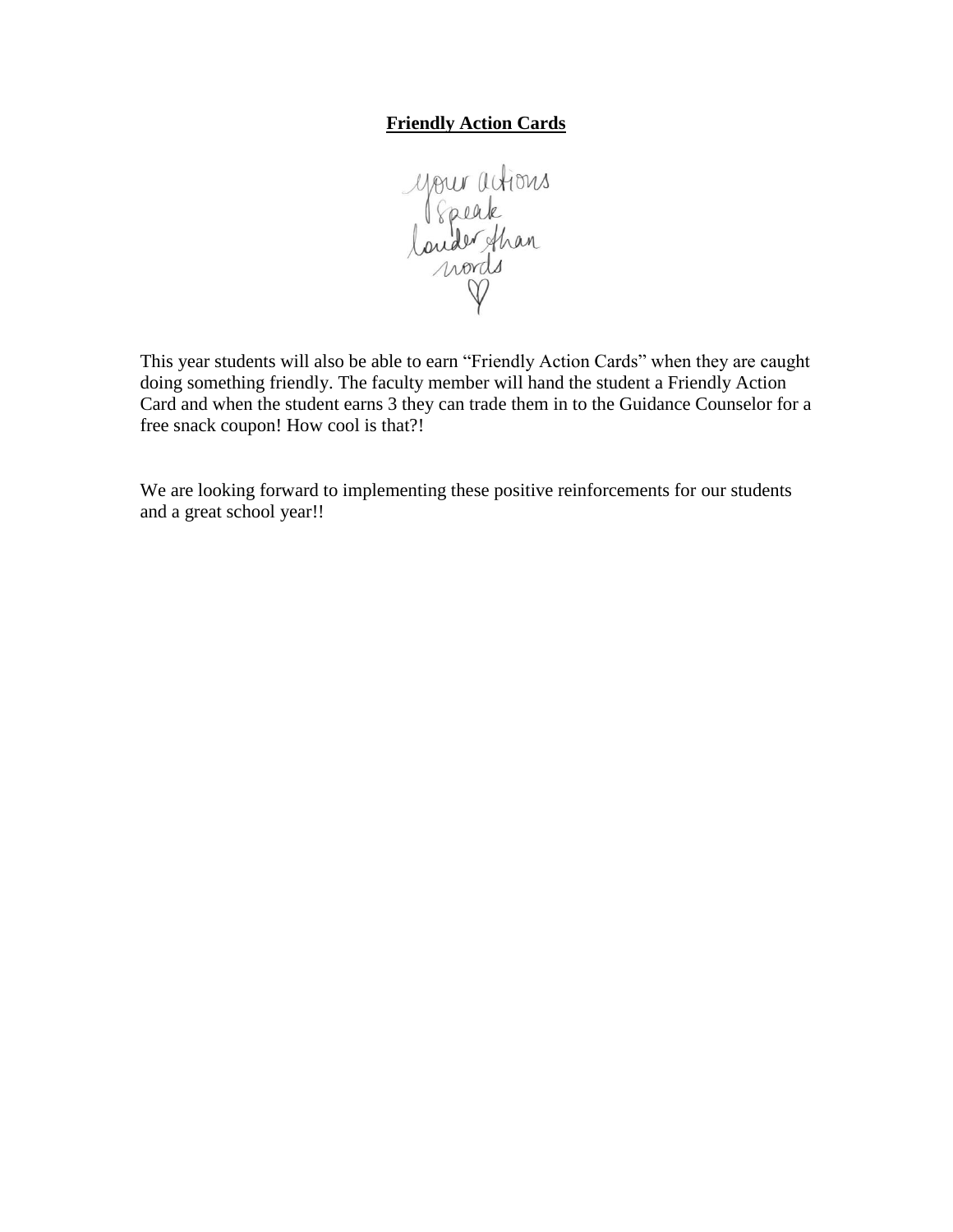**Friendly Action Cards**

your actions
speak
louder than
words

This year students will also be able to earn "Friendly Action Cards" when they are caught doing something friendly. The faculty member will hand the student a Friendly Action Card and when the student earns 3 they can trade them in to the Guidance Counselor for a free snack coupon! How cool is that?!

We are looking forward to implementing these positive reinforcements for our students and a great school year!!